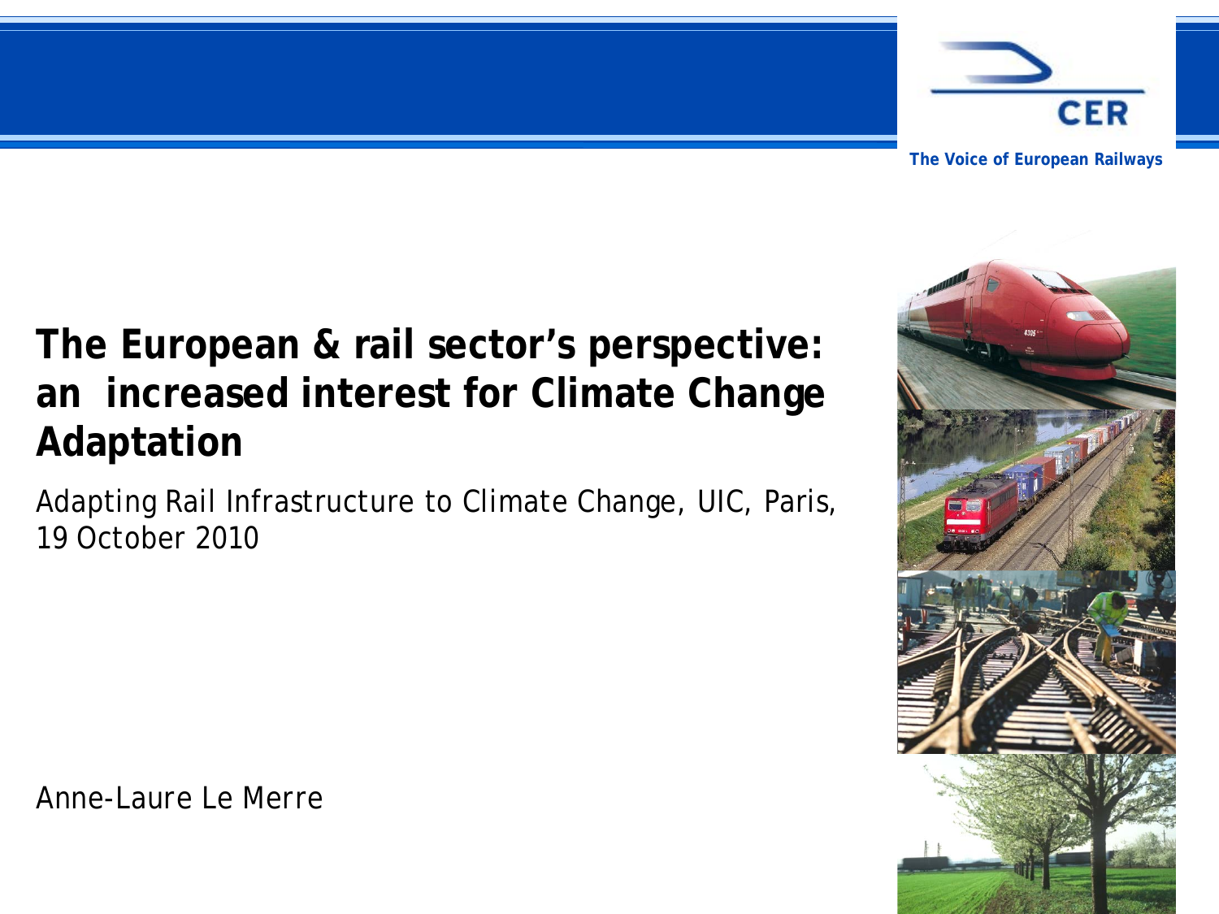CER

The Voice of European Railways

# The European & rail sector's perspective: an increased interest for Climate Change Adaptation

Adapting Rail Infrastructure to Climate Change, UIC, Paris, 19 October 2010

Anne-Laure Le Merre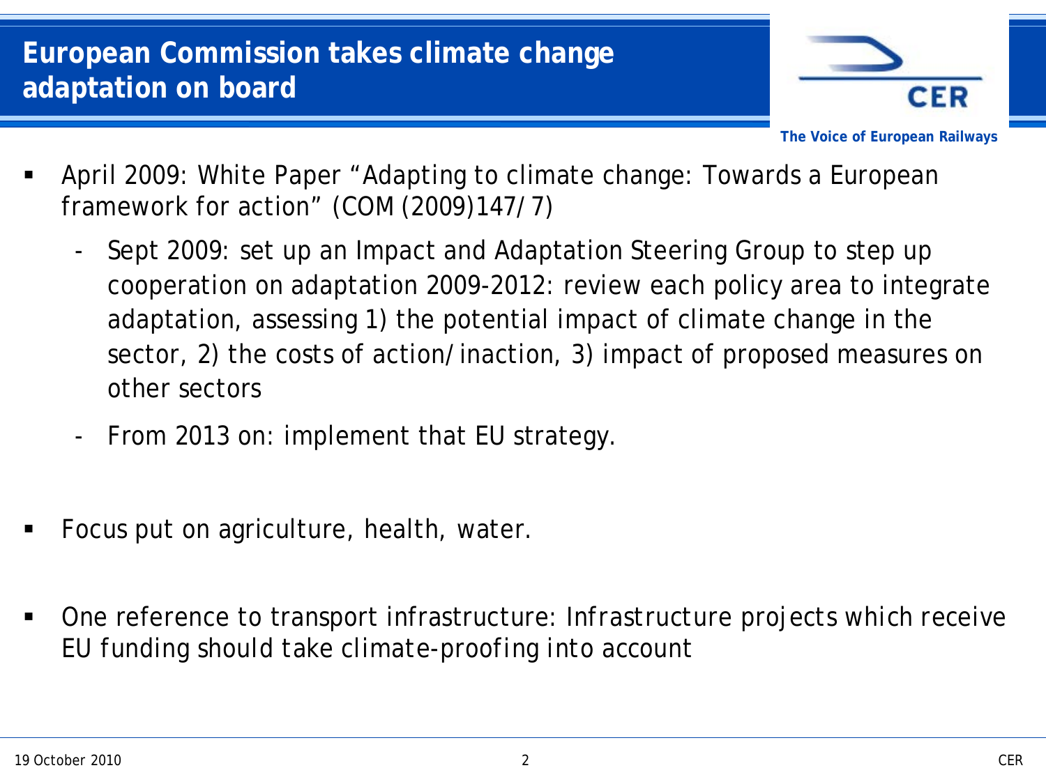# European Commission takes climate change adaptation on board

- April 2009: White Paper "Adapting to climate change: Towards a European framework for action" (COM (2009)147/7)
  - Sept 2009: set up an Impact and Adaptation Steering Group to step up cooperation on adaptation 2009-2012: review each policy area to integrate adaptation, assessing 1) the potential impact of climate change in the sector, 2) the costs of action/inaction, 3) impact of proposed measures on other sectors
  - From 2013 on: implement that EU strategy.

- Focus put on agriculture, health, water.

- One reference to transport infrastructure: *Infrastructure projects which receive EU funding should take climate-proofing into account*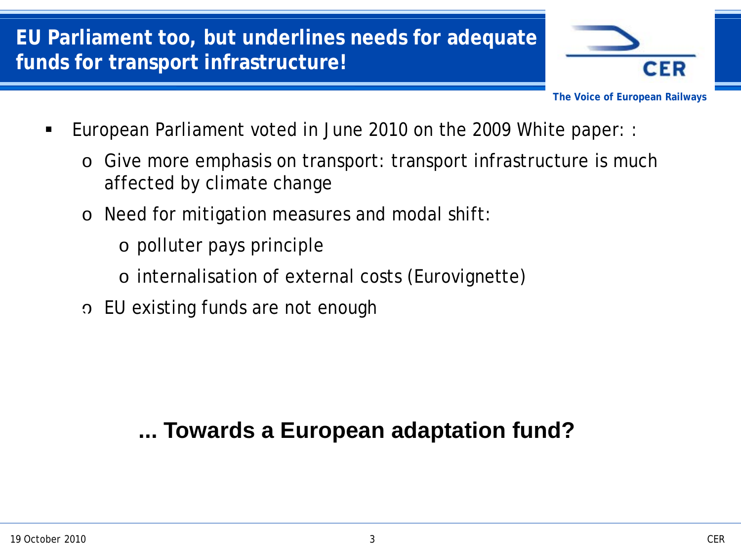# EU Parliament too, but underlines needs for adequate funds for transport infrastructure!

- European Parliament voted in June 2010 on the 2009 White paper: :
  - Give more emphasis on transport: transport infrastructure is much affected by climate change
  - Need for mitigation measures and modal shift:
    - polluter pays principle
    - internalisation of external costs (Eurovignette)
  - EU existing funds are not enough

**... Towards a European adaptation fund?**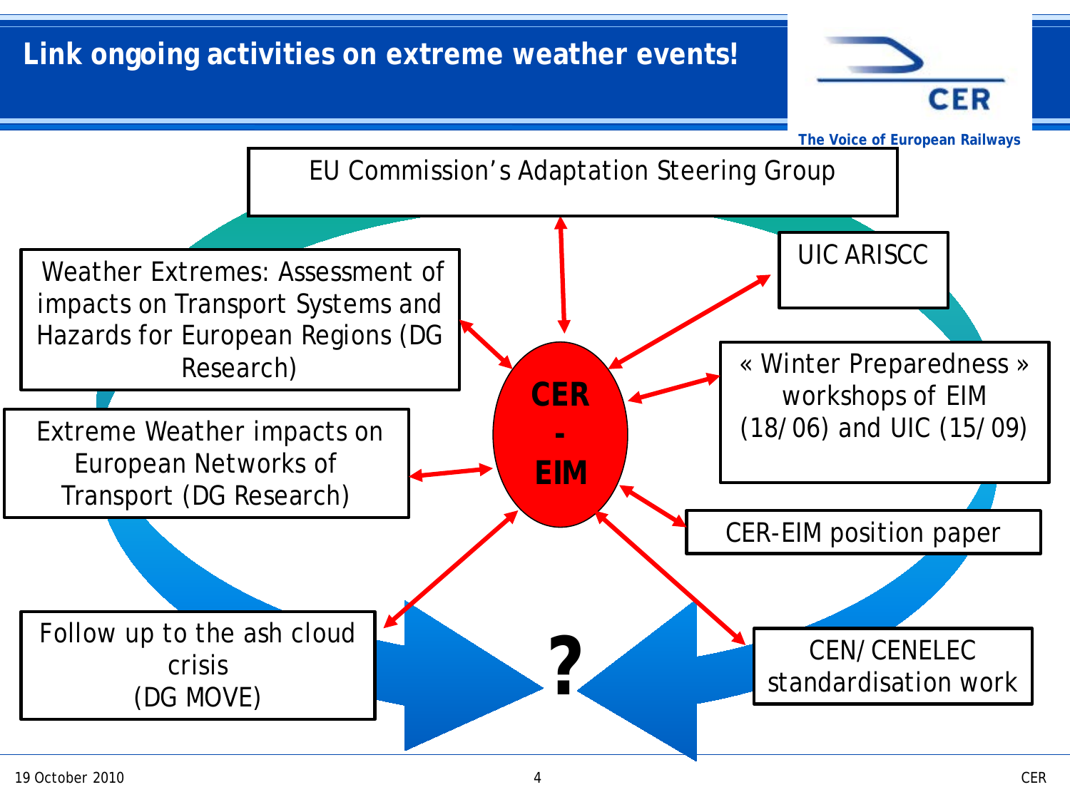# Link ongoing activities on extreme weather events!

The Voice of European Railways

**CER - EIM**

- EU Commission's Adaptation Steering Group
- UIC ARISCC
- « Winter Preparedness » workshops of EIM (18/06) and UIC (15/09)
- CER-EIM position paper
- CEN/CENELEC standardisation work
- Follow up to the ash cloud crisis (DG MOVE)
- Extreme Weather impacts on European Networks of Transport (DG Research)
- Weather Extremes: Assessment of impacts on Transport Systems and Hazards for European Regions (DG Research)

**?**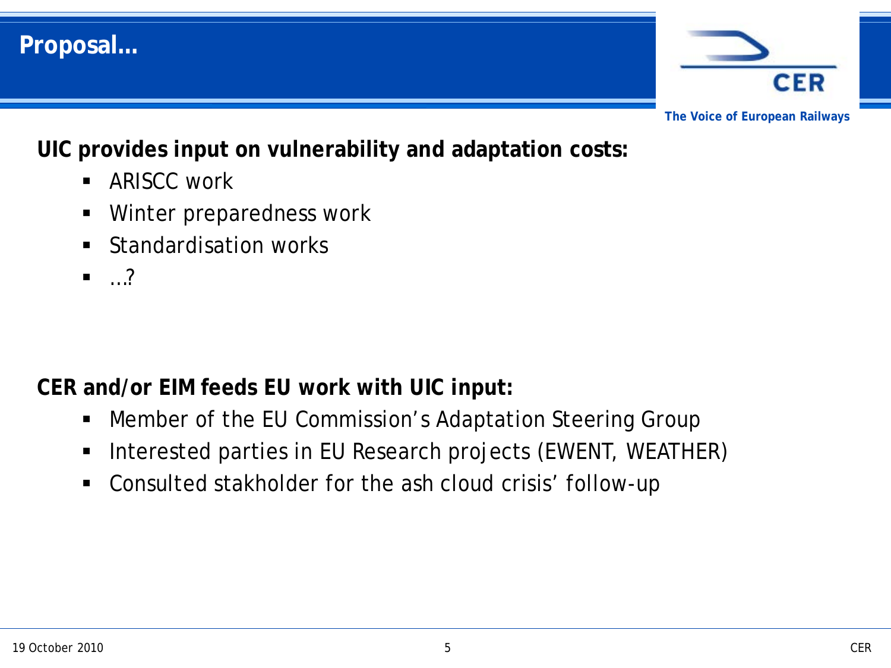# Proposal…

**UIC provides input on vulnerability and adaptation costs:**

- ARISCC work
- Winter preparedness work
- Standardisation works
- …?

**CER and/or EIM feeds EU work with UIC input:**

- Member of the EU Commission's Adaptation Steering Group
- Interested parties in EU Research projects (EWENT, WEATHER)
- Consulted stakholder for the ash cloud crisis' follow-up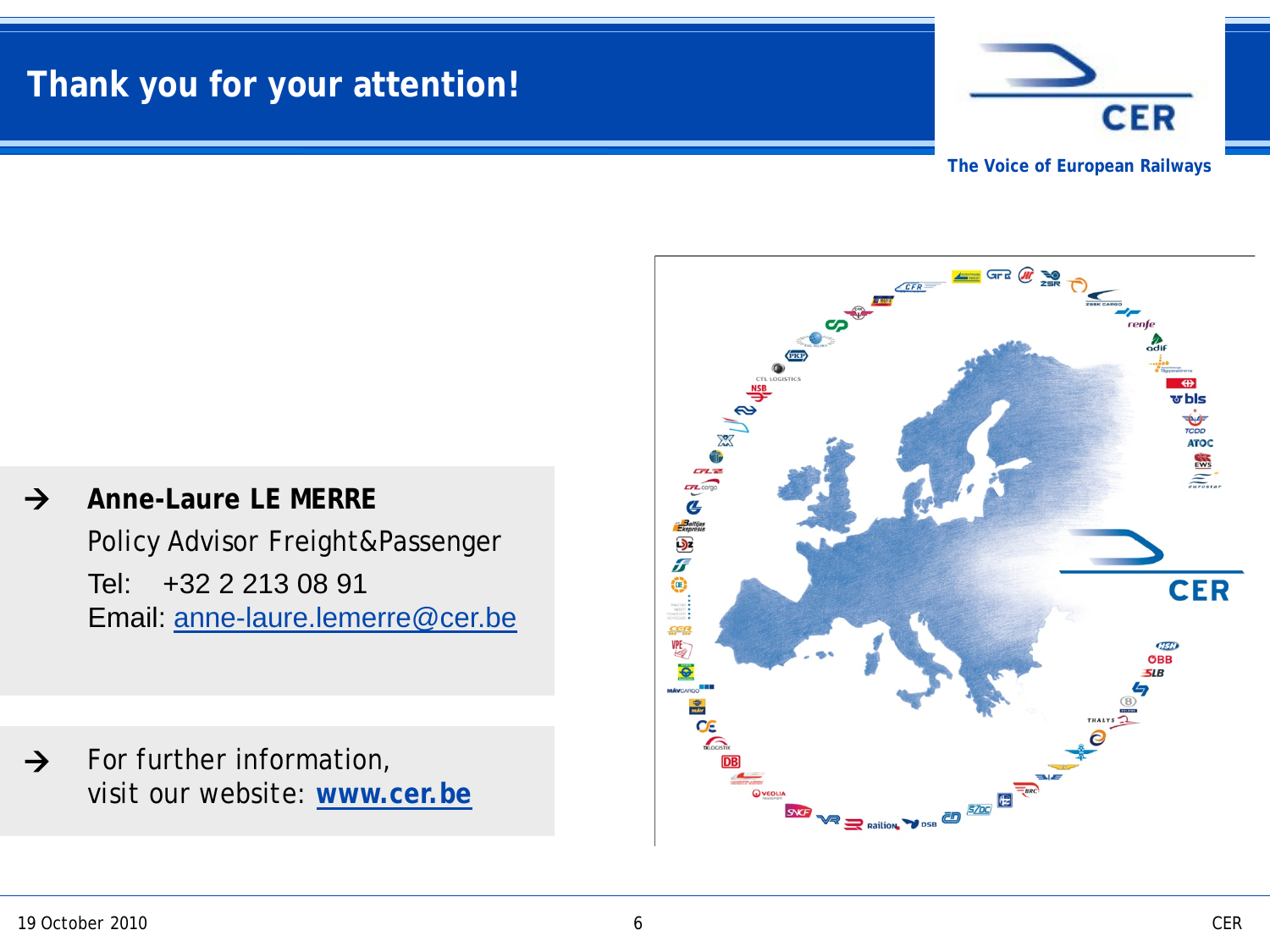# Thank you for your attention!

CER

The Voice of European Railways

→ **Anne-Laure LE MERRE**

Policy Advisor Freight&Passenger

Tel: +32 2 213 08 91

Email: anne-laure.lemerre@cer.be

→ For further information, visit our website: **www.cer.be**